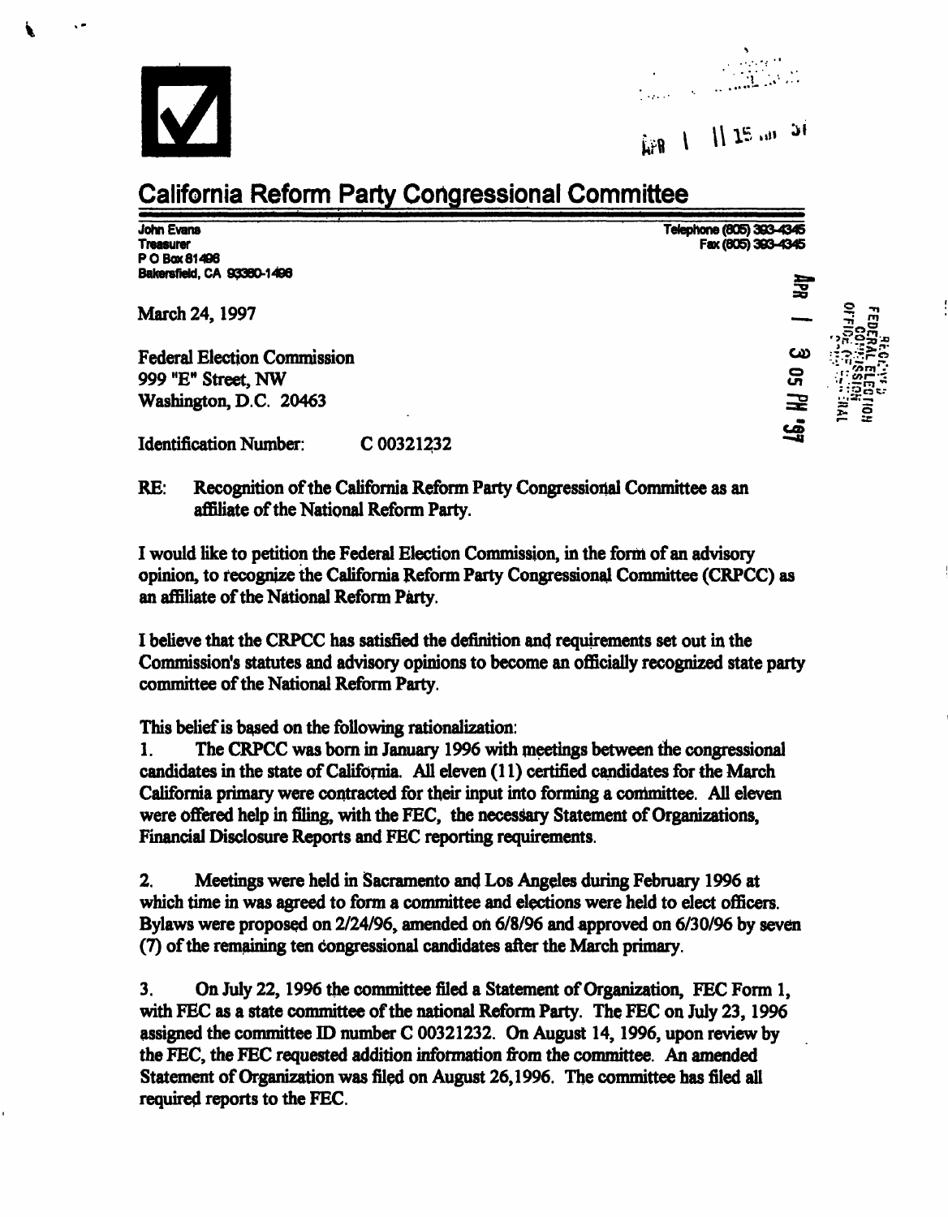# California Reform Party Congressional Committee

John Evans
Treasurer
P O Box 81496
Bakersfield, CA 93380-1496

Telephone (805) 393-4345
Fax (805) 393-4345

March 24, 1997

Federal Election Commission
999 "E" Street, NW
Washington, D.C. 20463

Identification Number: C 00321232

RE: Recognition of the California Reform Party Congressional Committee as an affiliate of the National Reform Party.

I would like to petition the Federal Election Commission, in the form of an advisory opinion, to recognize the California Reform Party Congressional Committee (CRPCC) as an affiliate of the National Reform Party.

I believe that the CRPCC has satisfied the definition and requirements set out in the Commission's statutes and advisory opinions to become an officially recognized state party committee of the National Reform Party.

This belief is based on the following rationalization:

1. The CRPCC was born in January 1996 with meetings between the congressional candidates in the state of California. All eleven (11) certified candidates for the March California primary were contracted for their input into forming a committee. All eleven were offered help in filing, with the FEC, the necessary Statement of Organizations, Financial Disclosure Reports and FEC reporting requirements.

2. Meetings were held in Sacramento and Los Angeles during February 1996 at which time in was agreed to form a committee and elections were held to elect officers. Bylaws were proposed on 2/24/96, amended on 6/8/96 and approved on 6/30/96 by seven (7) of the remaining ten congressional candidates after the March primary.

3. On July 22, 1996 the committee filed a Statement of Organization, FEC Form 1, with FEC as a state committee of the national Reform Party. The FEC on July 23, 1996 assigned the committee ID number C 00321232. On August 14, 1996, upon review by the FEC, the FEC requested addition information from the committee. An amended Statement of Organization was filed on August 26,1996. The committee has filed all required reports to the FEC.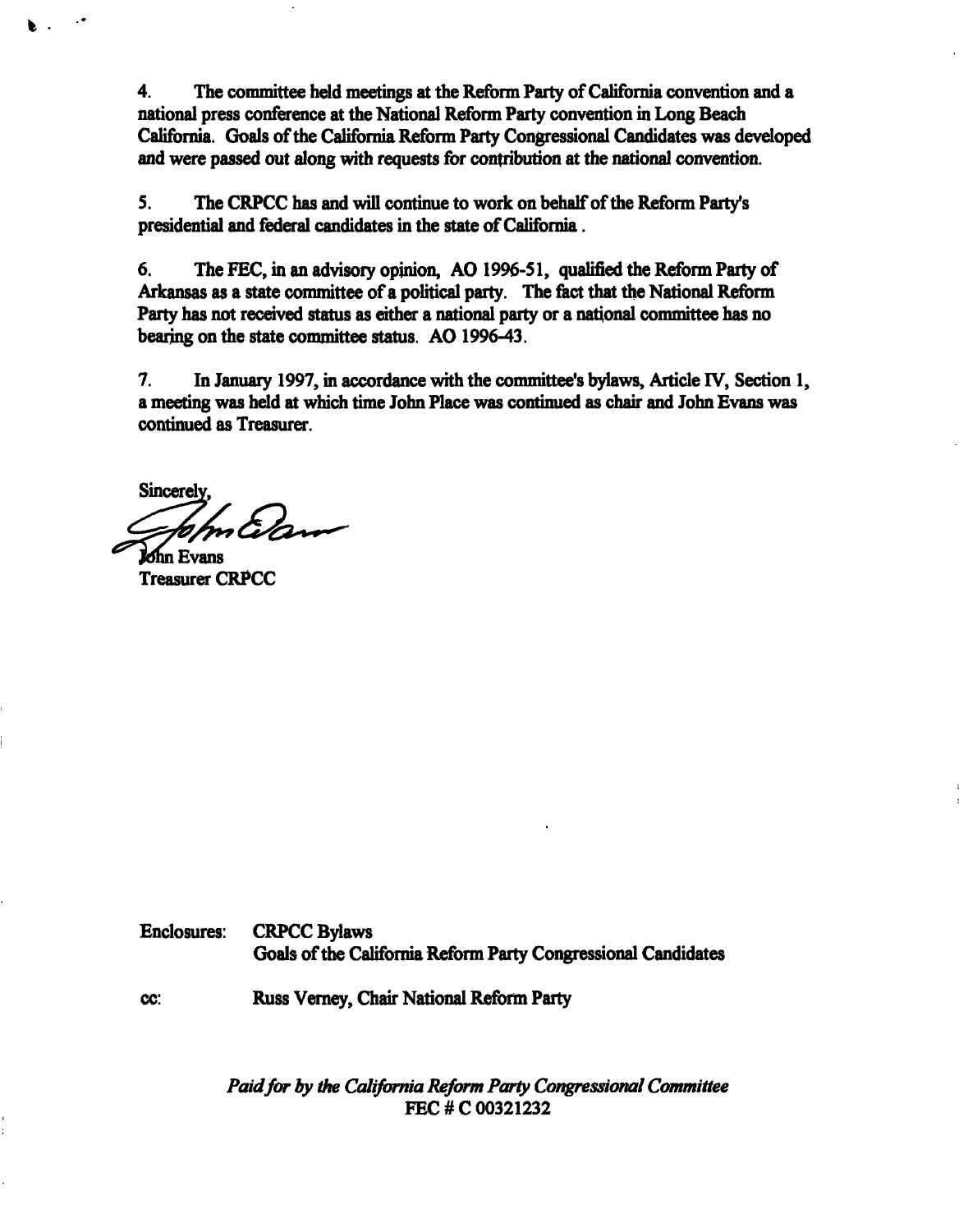4. The committee held meetings at the Reform Party of California convention and a national press conference at the National Reform Party convention in Long Beach California. Goals of the California Reform Party Congressional Candidates was developed and were passed out along with requests for contribution at the national convention.

5. The CRPCC has and will continue to work on behalf of the Reform Party's presidential and federal candidates in the state of California .

6. The FEC, in an advisory opinion, AO 1996-51, qualified the Reform Party of Arkansas as a state committee of a political party. The fact that the National Reform Party has not received status as either a national party or a national committee has no bearing on the state committee status. AO 1996-43.

7. In January 1997, in accordance with the committee's bylaws, Article IV, Section 1, a meeting was held at which time John Place was continued as chair and John Evans was continued as Treasurer.

Sincerely,

John Evans
Treasurer CRPCC

Enclosures: CRPCC Bylaws
Goals of the California Reform Party Congressional Candidates

cc: Russ Verney, Chair National Reform Party

*Paid for by the California Reform Party Congressional Committee*
FEC # C 00321232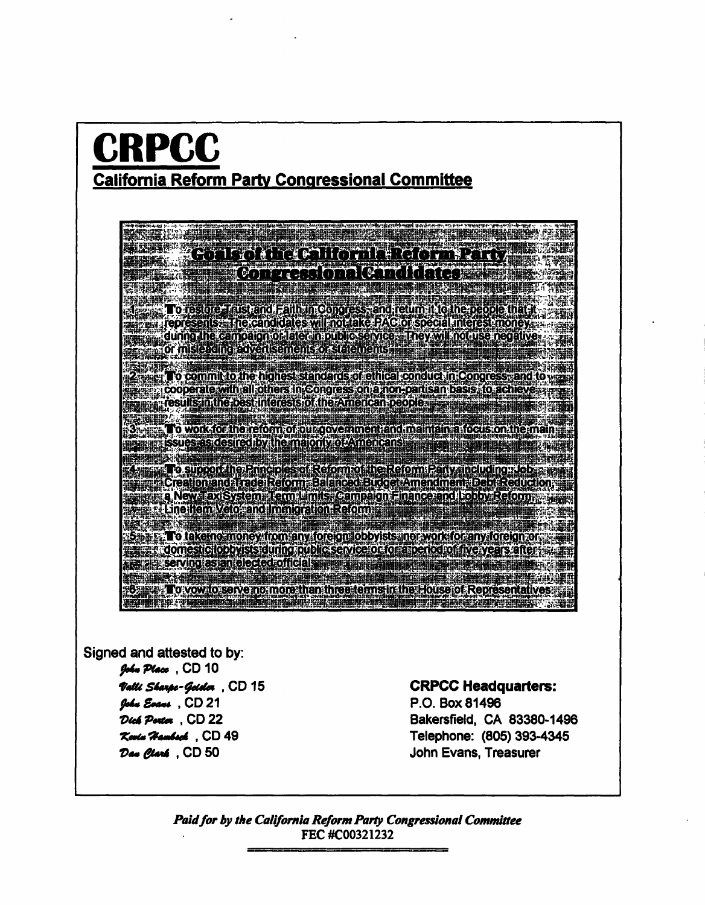# CRPCC

## California Reform Party Congressional Committee

### Goals of the California Reform Party CongressionalCandidates

1. To restore Trust and Faith in Congress, and return it to the people that it represents. The candidates will not take PAC or special interest money during the campaign or later in public service. They will not use negative or misleading advertisements or statements.

2. To commit to the highest standards of ethical conduct in Congress, and to cooperate with all others in Congress on a non-partisan basis, to achieve results in the best interests of the American people.

3. To work for the reform of our government and maintain a focus on the main issues as desired by the majority of Americans.

4. To support the Principles of Reform of the Reform Party, including: Job Creation and Trade Reform, Balanced Budget Amendment, Debt Reduction, a New Tax System, Term Limits, Campaign Finance and Lobby Reform, Line Item Veto, and Immigration Reform.

5. To take no money from any foreign lobbyists, nor work for any foreign or domestic lobbyists during public service or for a period of five years after serving as an elected official.

6. To vow to serve no more than three terms in the House of Representatives.

Signed and attested to by:

*John Place*, CD 10
*Valli Sharpe-Geisler*, CD 15
*John Evans*, CD 21
*Dick Porter*, CD 22
*Kevin Hambsch*, CD 49
*Dan Clark*, CD 50

**CRPCC Headquarters:**
P.O. Box 81496
Bakersfield, CA 83380-1496
Telephone: (805) 393-4345
John Evans, Treasurer

***Paid for by the California Reform Party Congressional Committee***
FEC #C00321232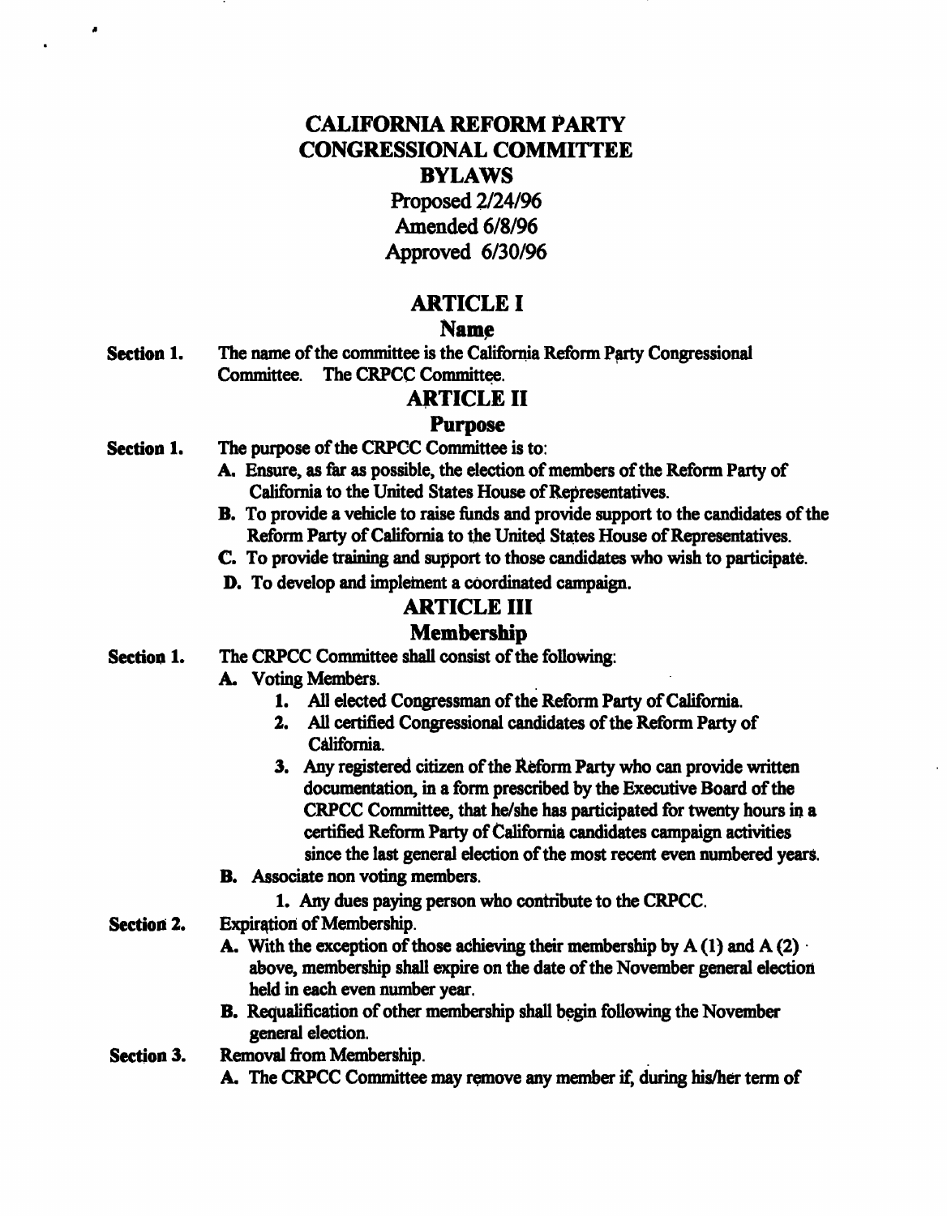# CALIFORNIA REFORM PARTY CONGRESSIONAL COMMITTEE BYLAWS

Proposed 2/24/96
Amended 6/8/96
Approved 6/30/96

## ARTICLE I

### Name

**Section 1.** The name of the committee is the California Reform Party Congressional Committee. The CRPCC Committee.

## ARTICLE II

### Purpose

**Section 1.** The purpose of the CRPCC Committee is to:

**A.** Ensure, as far as possible, the election of members of the Reform Party of California to the United States House of Representatives.

**B.** To provide a vehicle to raise funds and provide support to the candidates of the Reform Party of California to the United States House of Representatives.

**C.** To provide training and support to those candidates who wish to participate.

**D.** To develop and implement a coordinated campaign.

## ARTICLE III

### Membership

**Section 1.** The CRPCC Committee shall consist of the following:

**A.** Voting Members.

1. All elected Congressman of the Reform Party of California.
2. All certified Congressional candidates of the Reform Party of California.
3. Any registered citizen of the Reform Party who can provide written documentation, in a form prescribed by the Executive Board of the CRPCC Committee, that he/she has participated for twenty hours in a certified Reform Party of California candidates campaign activities since the last general election of the most recent even numbered years.

**B.** Associate non voting members.

1. Any dues paying person who contribute to the CRPCC.

**Section 2.** Expiration of Membership.

**A.** With the exception of those achieving their membership by A (1) and A (2) above, membership shall expire on the date of the November general election held in each even number year.

**B.** Requalification of other membership shall begin following the November general election.

**Section 3.** Removal from Membership.

**A.** The CRPCC Committee may remove any member if, during his/her term of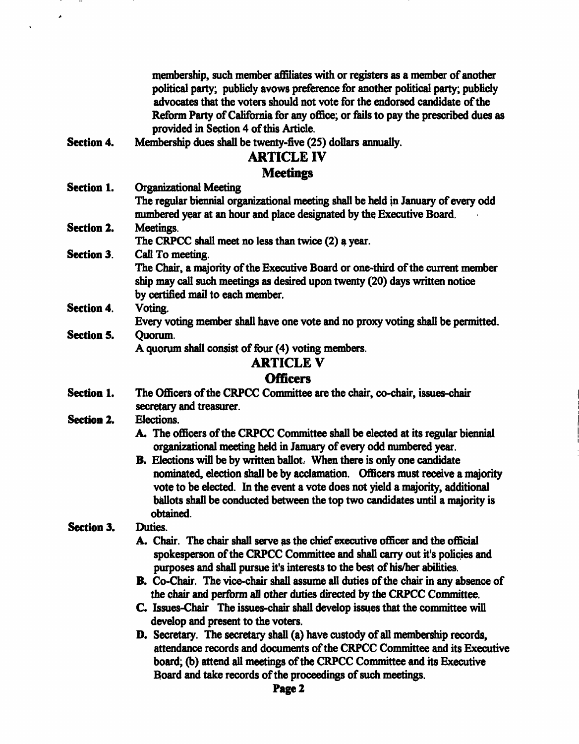membership, such member affiliates with or registers as a member of another political party; publicly avows preference for another political party; publicly advocates that the voters should not vote for the endorsed candidate of the Reform Party of California for any office; or fails to pay the prescribed dues as provided in Section 4 of this Article.

**Section 4.** Membership dues shall be twenty-five (25) dollars annually.

## ARTICLE IV

## Meetings

**Section 1.** Organizational Meeting

The regular biennial organizational meeting shall be held in January of every odd numbered year at an hour and place designated by the Executive Board.

**Section 2.** Meetings.

The CRPCC shall meet no less than twice (2) a year.

**Section 3.** Call To meeting.

The Chair, a majority of the Executive Board or one-third of the current member ship may call such meetings as desired upon twenty (20) days written notice by certified mail to each member.

**Section 4.** Voting.

Every voting member shall have one vote and no proxy voting shall be permitted.

**Section 5.** Quorum.

A quorum shall consist of four (4) voting members.

## ARTICLE V

## Officers

**Section 1.** The Officers of the CRPCC Committee are the chair, co-chair, issues-chair secretary and treasurer.

**Section 2.** Elections.

**A.** The officers of the CRPCC Committee shall be elected at its regular biennial organizational meeting held in January of every odd numbered year.

**B.** Elections will be by written ballot. When there is only one candidate nominated, election shall be by acclamation. Officers must receive a majority vote to be elected. In the event a vote does not yield a majority, additional ballots shall be conducted between the top two candidates until a majority is obtained.

**Section 3.** Duties.

**A.** Chair. The chair shall serve as the chief executive officer and the official spokesperson of the CRPCC Committee and shall carry out it's policies and purposes and shall pursue it's interests to the best of his/her abilities.

**B.** Co-Chair. The vice-chair shall assume all duties of the chair in any absence of the chair and perform all other duties directed by the CRPCC Committee.

**C.** Issues-Chair The issues-chair shall develop issues that the committee will develop and present to the voters.

**D.** Secretary. The secretary shall (a) have custody of all membership records, attendance records and documents of the CRPCC Committee and its Executive board; (b) attend all meetings of the CRPCC Committee and its Executive Board and take records of the proceedings of such meetings.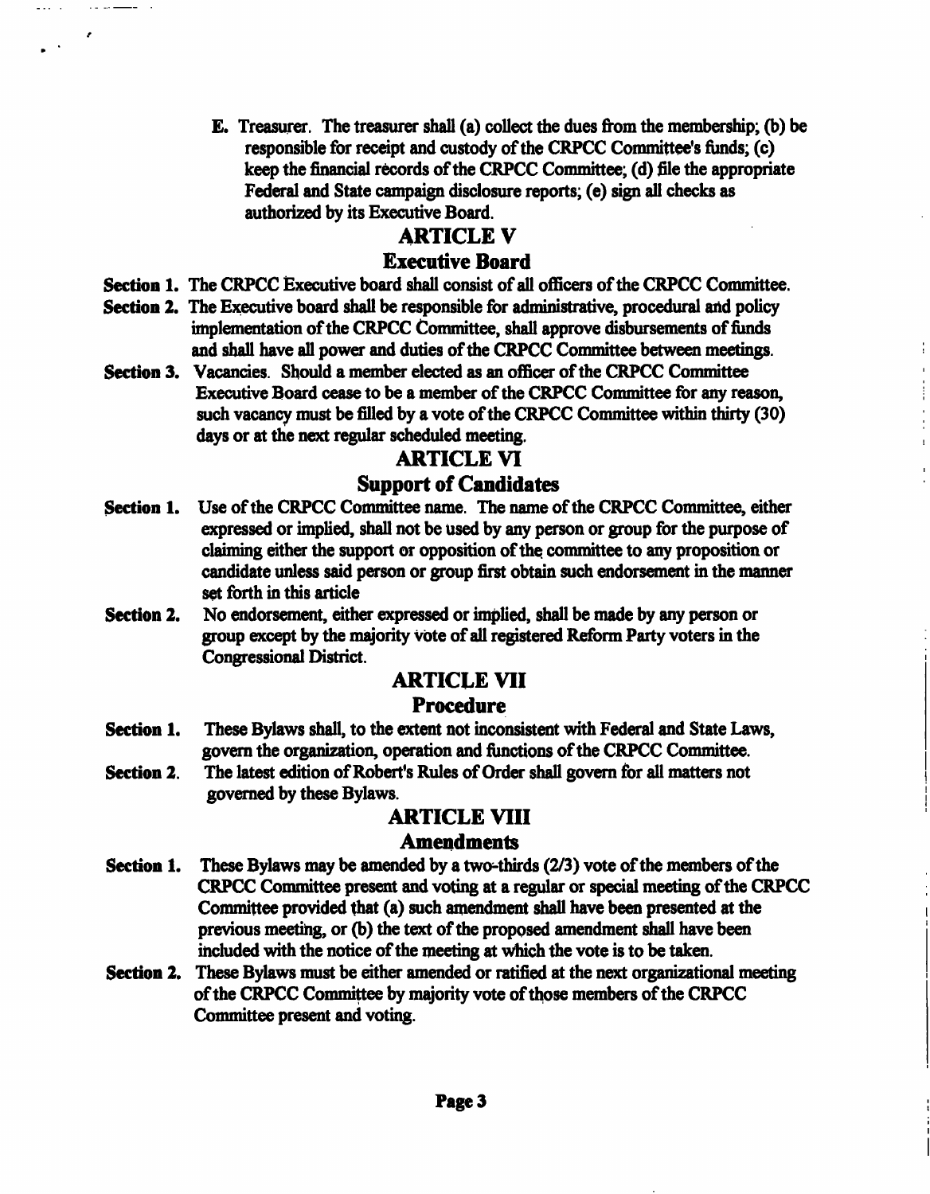E. Treasurer. The treasurer shall (a) collect the dues from the membership; (b) be responsible for receipt and custody of the CRPCC Committee's funds; (c) keep the financial records of the CRPCC Committee; (d) file the appropriate Federal and State campaign disclosure reports; (e) sign all checks as authorized by its Executive Board.

## ARTICLE V

## Executive Board

**Section 1.** The CRPCC Executive board shall consist of all officers of the CRPCC Committee.

**Section 2.** The Executive board shall be responsible for administrative, procedural and policy implementation of the CRPCC Committee, shall approve disbursements of funds and shall have all power and duties of the CRPCC Committee between meetings.

**Section 3.** Vacancies. Should a member elected as an officer of the CRPCC Committee Executive Board cease to be a member of the CRPCC Committee for any reason, such vacancy must be filled by a vote of the CRPCC Committee within thirty (30) days or at the next regular scheduled meeting.

## ARTICLE VI

## Support of Candidates

**Section 1.** Use of the CRPCC Committee name. The name of the CRPCC Committee, either expressed or implied, shall not be used by any person or group for the purpose of claiming either the support or opposition of the committee to any proposition or candidate unless said person or group first obtain such endorsement in the manner set forth in this article

**Section 2.** No endorsement, either expressed or implied, shall be made by any person or group except by the majority vote of all registered Reform Party voters in the Congressional District.

## ARTICLE VII

## Procedure

**Section 1.** These Bylaws shall, to the extent not inconsistent with Federal and State Laws, govern the organization, operation and functions of the CRPCC Committee.

**Section 2.** The latest edition of Robert's Rules of Order shall govern for all matters not governed by these Bylaws.

## ARTICLE VIII

## Amendments

**Section 1.** These Bylaws may be amended by a two-thirds (2/3) vote of the members of the CRPCC Committee present and voting at a regular or special meeting of the CRPCC Committee provided that (a) such amendment shall have been presented at the previous meeting, or (b) the text of the proposed amendment shall have been included with the notice of the meeting at which the vote is to be taken.

**Section 2.** These Bylaws must be either amended or ratified at the next organizational meeting of the CRPCC Committee by majority vote of those members of the CRPCC Committee present and voting.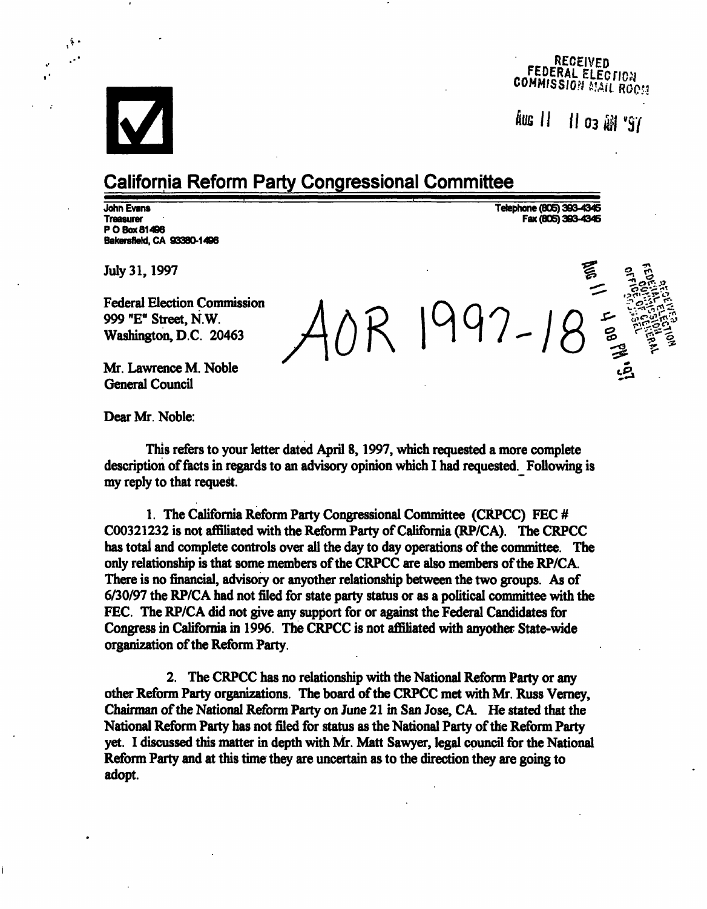RECEIVED
FEDERAL ELECTION
COMMISSION MAIL ROOM

AUG 11 11 03 AM '97

## California Reform Party Congressional Committee

**John Evans**
**Treasurer**
**P O Box 81496**
**Bakersfield, CA 93380-1496**

**Telephone (805) 393-4345**
**Fax (805) 393-4345**

July 31, 1997

AOR 1997-18

Federal Election Commission
999 "E" Street, N.W.
Washington, D.C. 20463

Mr. Lawrence M. Noble
General Council

Dear Mr. Noble:

This refers to your letter dated April 8, 1997, which requested a more complete description of facts in regards to an advisory opinion which I had requested. Following is my reply to that request.

1. The California Reform Party Congressional Committee (CRPCC) FEC # C00321232 is not affiliated with the Reform Party of California (RP/CA). The CRPCC has total and complete controls over all the day to day operations of the committee. The only relationship is that some members of the CRPCC are also members of the RP/CA. There is no financial, advisory or anyother relationship between the two groups. As of 6/30/97 the RP/CA had not filed for state party status or as a political committee with the FEC. The RP/CA did not give any support for or against the Federal Candidates for Congress in California in 1996. The CRPCC is not affiliated with anyother State-wide organization of the Reform Party.

2. The CRPCC has no relationship with the National Reform Party or any other Reform Party organizations. The board of the CRPCC met with Mr. Russ Verney, Chairman of the National Reform Party on June 21 in San Jose, CA. He stated that the National Reform Party has not filed for status as the National Party of the Reform Party yet. I discussed this matter in depth with Mr. Matt Sawyer, legal council for the National Reform Party and at this time they are uncertain as to the direction they are going to adopt.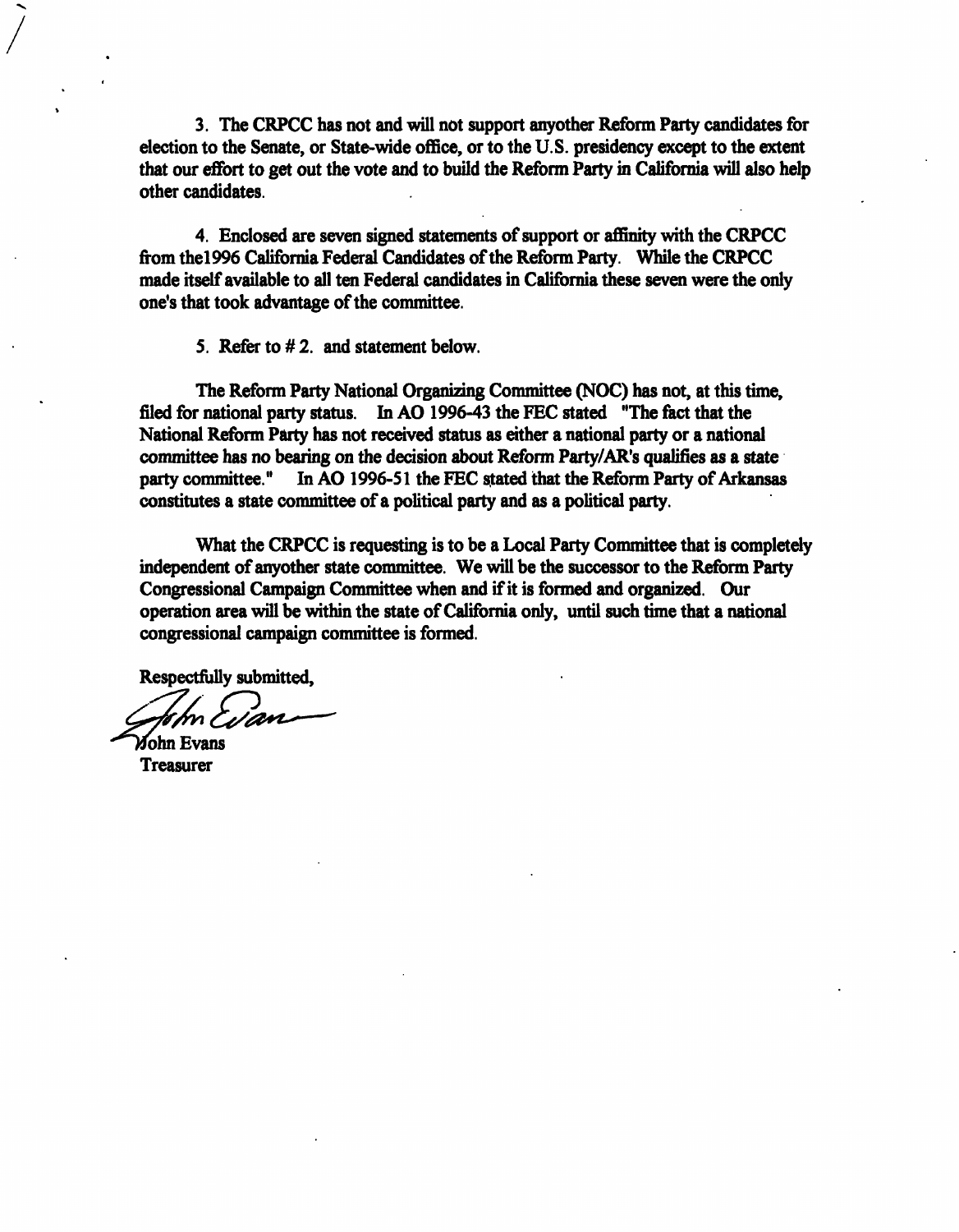3. The CRPCC has not and will not support anyother Reform Party candidates for election to the Senate, or State-wide office, or to the U.S. presidency except to the extent that our effort to get out the vote and to build the Reform Party in California will also help other candidates.

4. Enclosed are seven signed statements of support or affinity with the CRPCC from the1996 California Federal Candidates of the Reform Party. While the CRPCC made itself available to all ten Federal candidates in California these seven were the only one's that took advantage of the committee.

5. Refer to # 2. and statement below.

The Reform Party National Organizing Committee (NOC) has not, at this time, filed for national party status. In AO 1996-43 the FEC stated "The fact that the National Reform Party has not received status as either a national party or a national committee has no bearing on the decision about Reform Party/AR's qualifies as a state party committee." In AO 1996-51 the FEC stated that the Reform Party of Arkansas constitutes a state committee of a political party and as a political party.

What the CRPCC is requesting is to be a Local Party Committee that is completely independent of anyother state committee. We will be the successor to the Reform Party Congressional Campaign Committee when and if it is formed and organized. Our operation area will be within the state of California only, until such time that a national congressional campaign committee is formed.

Respectfully submitted,

John Evans
Treasurer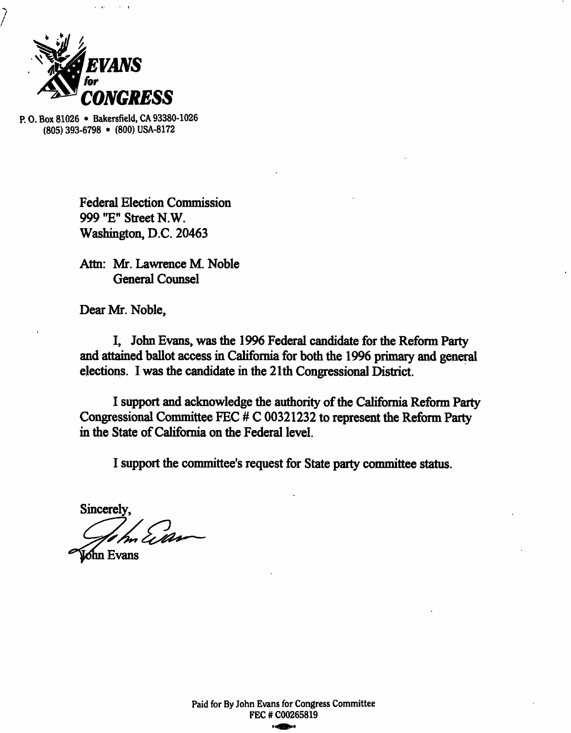**EVANS for CONGRESS**

P. O. Box 81026 • Bakersfield, CA 93380-1026
(805) 393-6798 • (800) USA-8172

Federal Election Commission
999 "E" Street N.W.
Washington, D.C. 20463

Attn: Mr. Lawrence M. Noble
General Counsel

Dear Mr. Noble,

I, John Evans, was the 1996 Federal candidate for the Reform Party and attained ballot access in California for both the 1996 primary and general elections. I was the candidate in the 21th Congressional District.

I support and acknowledge the authority of the California Reform Party Congressional Committee FEC # C 00321232 to represent the Reform Party in the State of California on the Federal level.

I support the committee's request for State party committee status.

Sincerely,

John Evans

John Evans

Paid for By John Evans for Congress Committee
FEC # C00265819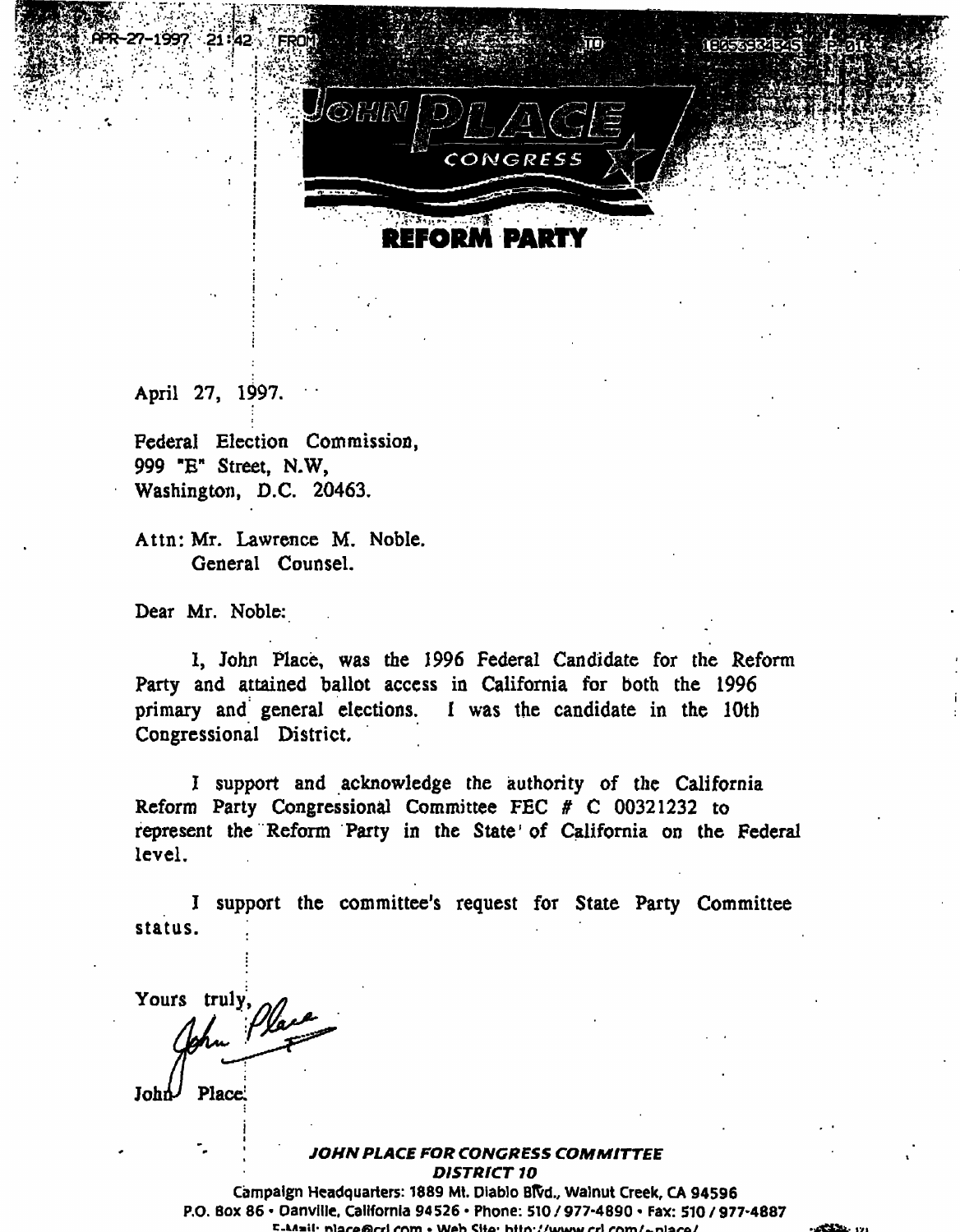JOHN PLACE CONGRESS

**REFORM PARTY**

April 27, 1997.

Federal Election Commission,
999 "E" Street, N.W,
Washington, D.C. 20463.

Attn: Mr. Lawrence M. Noble.
General Counsel.

Dear Mr. Noble:

I, John Place, was the 1996 Federal Candidate for the Reform Party and attained ballot access in California for both the 1996 primary and general elections. I was the candidate in the 10th Congressional District.

I support and acknowledge the authority of the California Reform Party Congressional Committee FEC # C 00321232 to represent the Reform Party in the State of California on the Federal level.

I support the committee's request for State Party Committee status.

Yours truly,

John Place

***JOHN PLACE FOR CONGRESS COMMITTEE***
***DISTRICT 10***
Campaign Headquarters: 1889 Mt. Diablo Blvd., Walnut Creek, CA 94596
P.O. Box 86 • Danville, California 94526 • Phone: 510 / 977-4890 • Fax: 510 / 977-4887
E-Mail: place@crl.com • Web Site: http://www.crl.com/~place/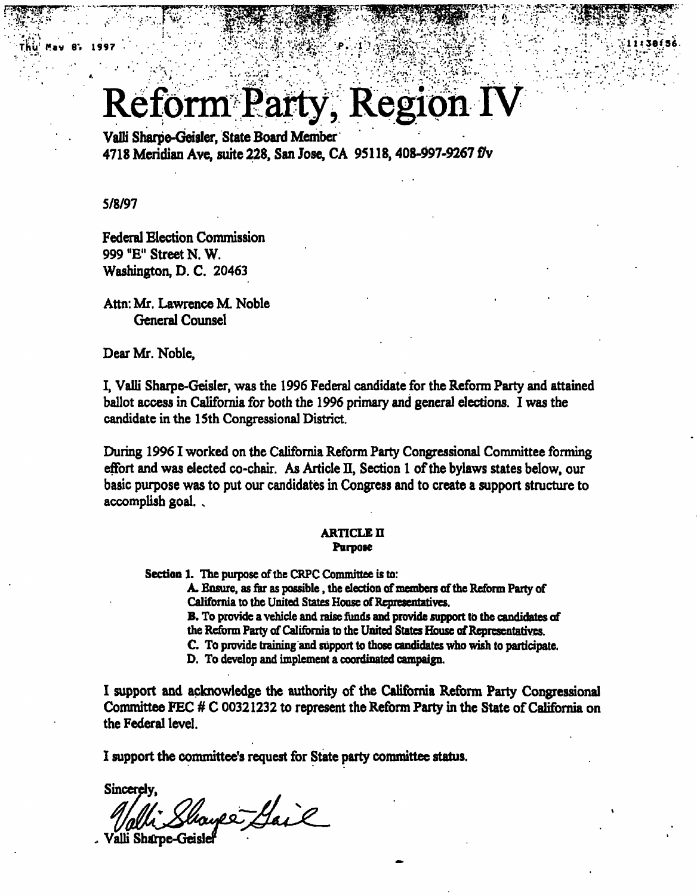# Reform Party, Region IV

Valli Sharpe-Geisler, State Board Member
4718 Meridian Ave, suite 228, San Jose, CA 95118, 408-997-9267 f/v

5/8/97

Federal Election Commission
999 "E" Street N. W.
Washington, D. C. 20463

Attn: Mr. Lawrence M. Noble
General Counsel

Dear Mr. Noble,

I, Valli Sharpe-Geisler, was the 1996 Federal candidate for the Reform Party and attained ballot access in California for both the 1996 primary and general elections. I was the candidate in the 15th Congressional District.

During 1996 I worked on the California Reform Party Congressional Committee forming effort and was elected co-chair. As Article II, Section 1 of the bylaws states below, our basic purpose was to put our candidates in Congress and to create a support structure to accomplish goal.

**ARTICLE II**
**Purpose**

**Section 1.** The purpose of the CRPC Committee is to:

A. Ensure, as far as possible, the election of members of the Reform Party of California to the United States House of Representatives.
B. To provide a vehicle and raise funds and provide support to the candidates of the Reform Party of California to the United States House of Representatives.
C. To provide training and support to those candidates who wish to participate.
D. To develop and implement a coordinated campaign.

I support and acknowledge the authority of the California Reform Party Congressional Committee FEC # C 00321232 to represent the Reform Party in the State of California on the Federal level.

I support the committee's request for State party committee status.

Sincerely,

Valli Sharpe-Geisler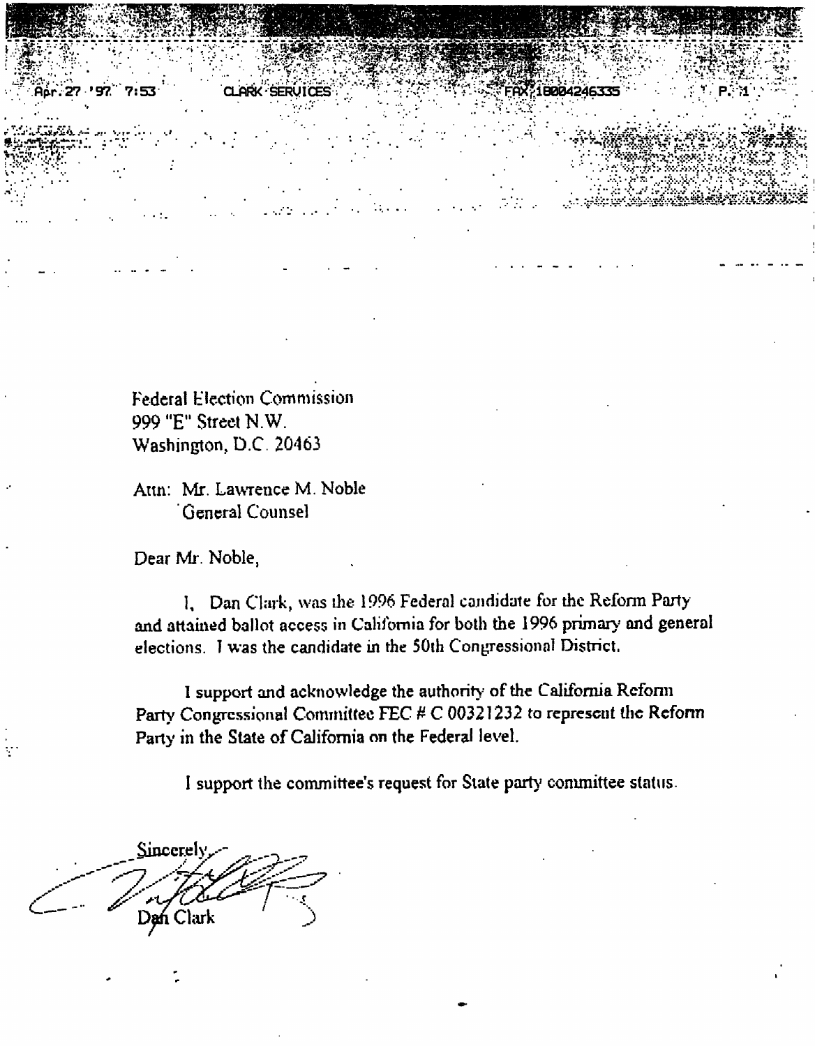Federal Election Commission
999 "E" Street N.W.
Washington, D.C. 20463

Attn: Mr. Lawrence M. Noble
General Counsel

Dear Mr. Noble,

I, Dan Clark, was the 1996 Federal candidate for the Reform Party and attained ballot access in California for both the 1996 primary and general elections. I was the candidate in the 50th Congressional District.

I support and acknowledge the authority of the California Reform Party Congressional Committee FEC # C 00321232 to represent the Reform Party in the State of California on the Federal level.

I support the committee's request for State party committee status.

Sincerely,

Dan Clark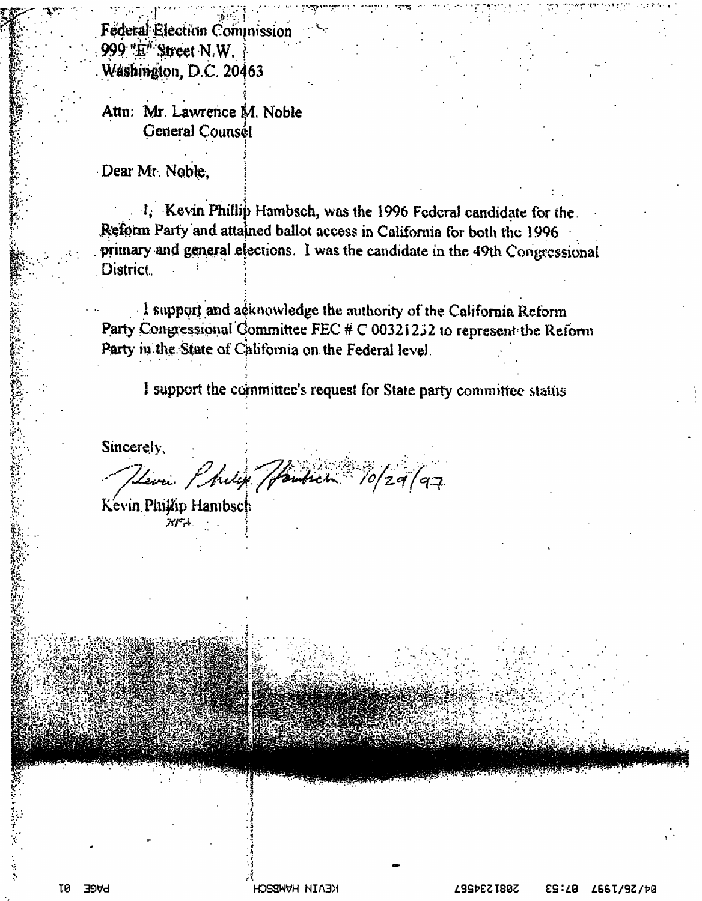Federal Election Commission
999 "E" Street N.W.
Washington, D.C. 20463

Attn: Mr. Lawrence M. Noble
General Counsel

Dear Mr. Noble,

I, Kevin Phillip Hambsch, was the 1996 Federal candidate for the Reform Party and attained ballot access in California for both the 1996 primary and general elections. I was the candidate in the 49th Congressional District.

I support and acknowledge the authority of the California Reform Party Congressional Committee FEC # C 00321232 to represent the Reform Party in the State of California on the Federal level.

I support the committee's request for State party committee status

Sincerely,

Kevin Philip Hambsch 10/29/97

Kevin Phillip Hambsch
KPH

04/26/1997 07:53 2081234567 KEVIN HAMBSCH PAGE 01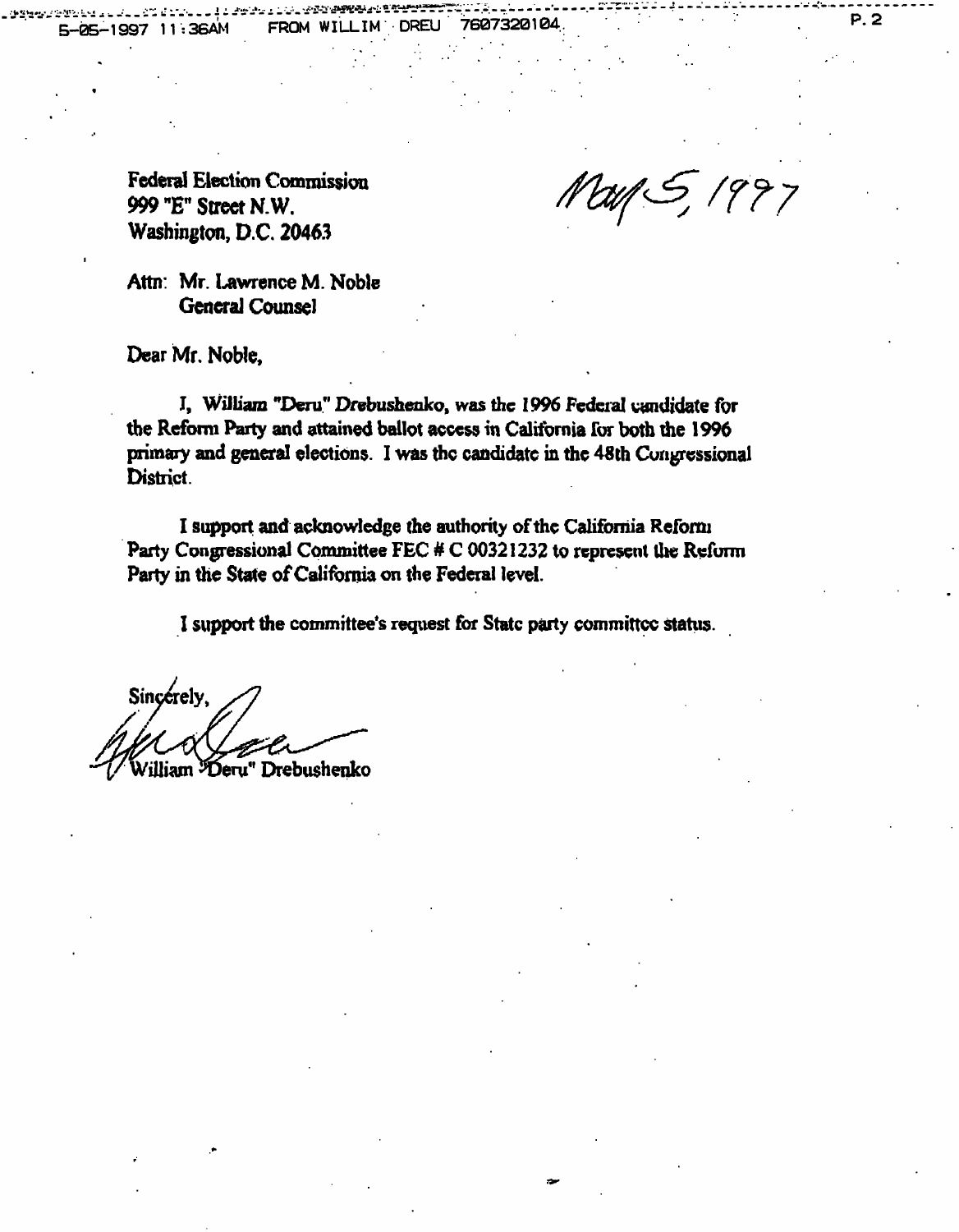Federal Election Commission
999 "E" Street N.W.
Washington, D.C. 20463

May 5, 1997

Attn: Mr. Lawrence M. Noble
General Counsel

Dear Mr. Noble,

I, William "Deru" Drebushenko, was the 1996 Federal candidate for the Reform Party and attained ballot access in California for both the 1996 primary and general elections. I was the candidate in the 48th Congressional District.

I support and acknowledge the authority of the California Reform Party Congressional Committee FEC # C 00321232 to represent the Reform Party in the State of California on the Federal level.

I support the committee's request for State party committee status.

Sincerely,

William "Deru" Drebushenko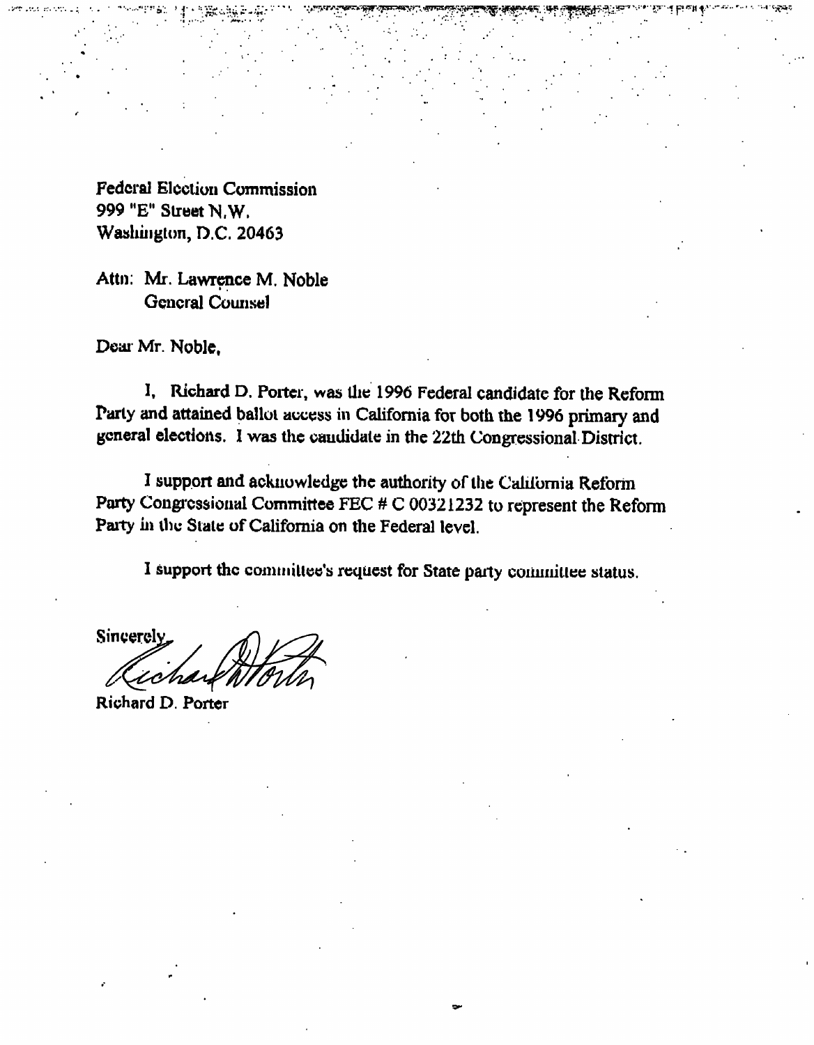Federal Election Commission
999 "E" Street N.W.
Washington, D.C. 20463

Attn: Mr. Lawrence M. Noble
General Counsel

Dear Mr. Noble,

I, Richard D. Porter, was the 1996 Federal candidate for the Reform Party and attained ballot access in California for both the 1996 primary and general elections. I was the candidate in the 22th Congressional District.

I support and acknowledge the authority of the California Reform Party Congressional Committee FEC # C 00321232 to represent the Reform Party in the State of California on the Federal level.

I support the committee's request for State party committee status.

Sincerely,

Richard D. Porter